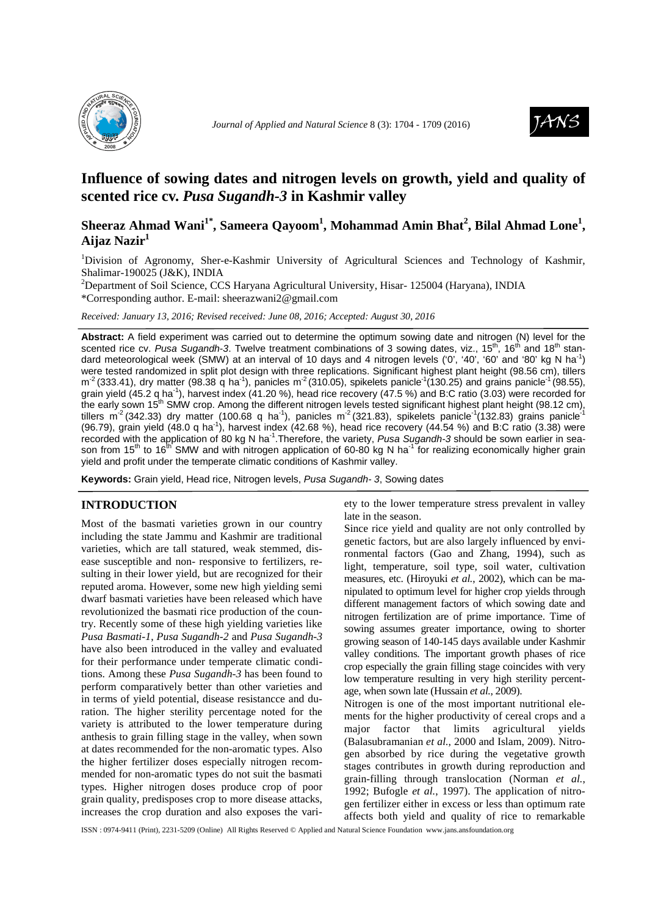# Influence of sowing dates and nitrogen levels on growth, yield and quality of scented rice cv. *Pusa Sugandh-3* in Kashmir valley

**Sheeraz Ahmad Wani[1*], Sameera Qayoom[1], Mohammad Amin Bhat[2], Bilal Ahmad Lone[1], Aijaz Nazir[1]**

[1]Division of Agronomy, Sher-e-Kashmir University of Agricultural Sciences and Technology of Kashmir, Shalimar-190025 (J&K), INDIA

[2]Department of Soil Science, CCS Haryana Agricultural University, Hisar- 125004 (Haryana), INDIA

*Corresponding author. E-mail: sheerazwani2@gmail.com

*Received: January 13, 2016; Revised received: June 08, 2016; Accepted: August 30, 2016*

**Abstract:** A field experiment was carried out to determine the optimum sowing date and nitrogen (N) level for the scented rice cv. *Pusa Sugandh-3*. Twelve treatment combinations of 3 sowing dates, viz., 15th, 16th and 18th standard meteorological week (SMW) at an interval of 10 days and 4 nitrogen levels ('0', '40', '60' and '80' kg N $ha^{-1}$) were tested randomized in split plot design with three replications. Significant highest plant height (98.56 cm), tillers $m^{-2}$ (333.41), dry matter (98.38 q $ha^{-1}$), panicles $m^{-2}$ (310.05), spikelets $panicle^{-1}$ (130.25) and grains $panicle^{-1}$ (98.55), grain yield (45.2 q $ha^{-1}$), harvest index (41.20 %), head rice recovery (47.5 %) and B:C ratio (3.03) were recorded for the early sown 15th SMW crop. Among the different nitrogen levels tested significant highest plant height (98.12 cm), tillers $m^{-2}$ (342.33) dry matter (100.68 q $ha^{-1}$), panicles $m^{-2}$ (321.83), spikelets $panicle^{-1}$ (132.83) grains $panicle^{-1}$ (96.79), grain yield (48.0 q $ha^{-1}$), harvest index (42.68 %), head rice recovery (44.54 %) and B:C ratio (3.38) were recorded with the application of 80 kg N $ha^{-1}$. Therefore, the variety, *Pusa Sugandh-3* should be sown earlier in season from 15th to 16th SMW and with nitrogen application of 60-80 kg N $ha^{-1}$ for realizing economically higher grain yield and profit under the temperate climatic conditions of Kashmir valley.

**Keywords:** Grain yield, Head rice, Nitrogen levels, *Pusa Sugandh- 3*, Sowing dates

## INTRODUCTION

Most of the basmati varieties grown in our country including the state Jammu and Kashmir are traditional varieties, which are tall statured, weak stemmed, disease susceptible and non- responsive to fertilizers, resulting in their lower yield, but are recognized for their reputed aroma. However, some new high yielding semi dwarf basmati varieties have been released which have revolutionized the basmati rice production of the country. Recently some of these high yielding varieties like *Pusa Basmati-1*, *Pusa Sugandh-2* and *Pusa Sugandh-3* have also been introduced in the valley and evaluated for their performance under temperate climatic conditions. Among these *Pusa Sugandh-3* has been found to perform comparatively better than other varieties and in terms of yield potential, disease resistancce and duration. The higher sterility percentage noted for the variety is attributed to the lower temperature during anthesis to grain filling stage in the valley, when sown at dates recommended for the non-aromatic types. Also the higher fertilizer doses especially nitrogen recommended for non-aromatic types do not suit the basmati types. Higher nitrogen doses produce crop of poor grain quality, predisposes crop to more disease attacks, increases the crop duration and also exposes the variety to the lower temperature stress prevalent in valley late in the season.

Since rice yield and quality are not only controlled by genetic factors, but are also largely influenced by environmental factors (Gao and Zhang, 1994), such as light, temperature, soil type, soil water, cultivation measures, etc. (Hiroyuki *et al.*, 2002), which can be manipulated to optimum level for higher crop yields through different management factors of which sowing date and nitrogen fertilization are of prime importance. Time of sowing assumes greater importance, owing to shorter growing season of 140-145 days available under Kashmir valley conditions. The important growth phases of rice crop especially the grain filling stage coincides with very low temperature resulting in very high sterility percentage, when sown late (Hussain *et al.*, 2009).

Nitrogen is one of the most important nutritional elements for the higher productivity of cereal crops and a major factor that limits agricultural yields (Balasubramanian *et al.*, 2000 and Islam, 2009). Nitrogen absorbed by rice during the vegetative growth stages contributes in growth during reproduction and grain-filling through translocation (Norman *et al.*, 1992; Bufogle *et al.*, 1997). The application of nitrogen fertilizer either in excess or less than optimum rate affects both yield and quality of rice to remarkable

ISSN : 0974-9411 (Print), 2231-5209 (Online) All Rights Reserved © Applied and Natural Science Foundation www.jans.ansfoundation.org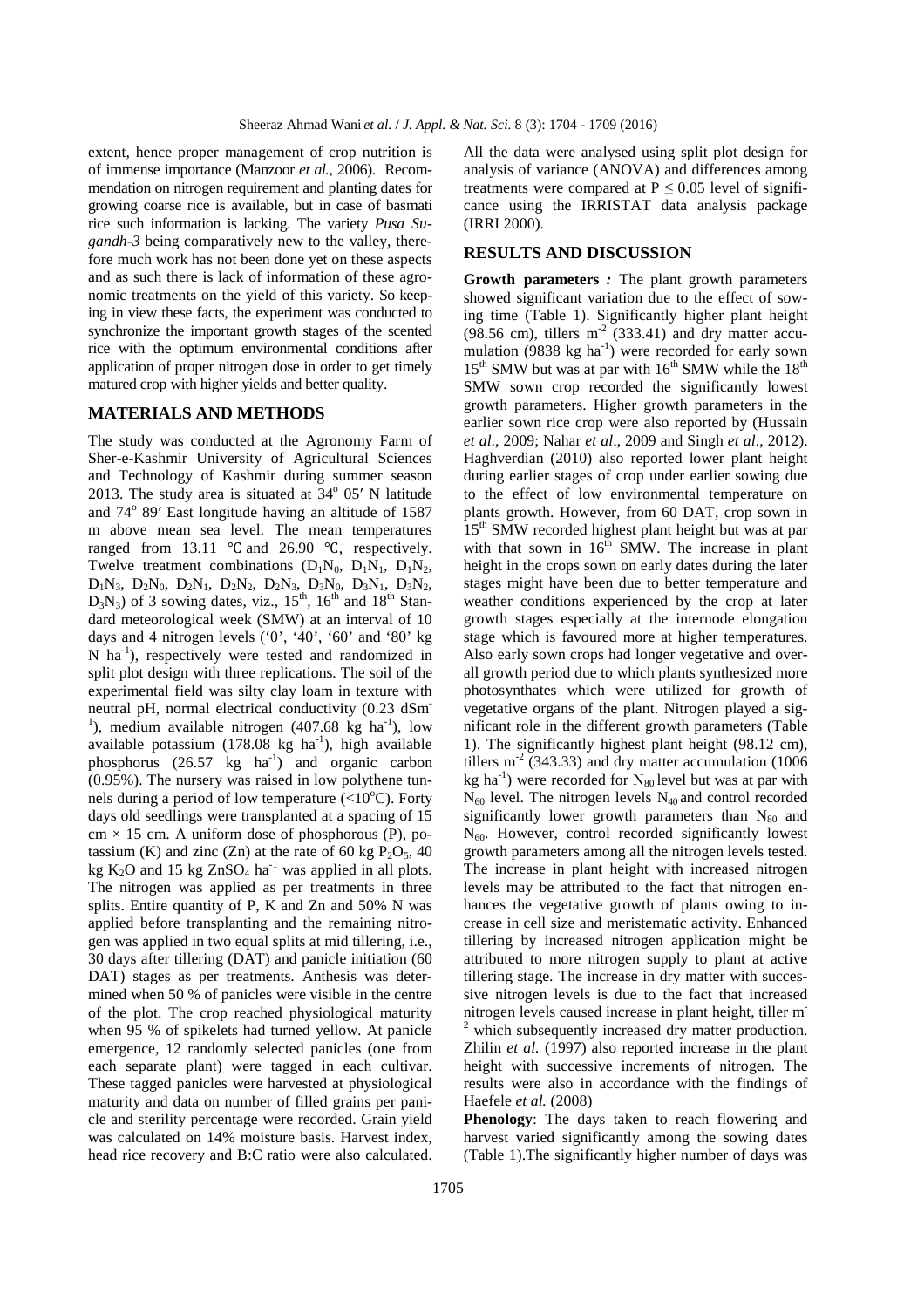extent, hence proper management of crop nutrition is of immense importance (Manzoor *et al.*, 2006). Recommendation on nitrogen requirement and planting dates for growing coarse rice is available, but in case of basmati rice such information is lacking. The variety *Pusa Sugandh-3* being comparatively new to the valley, therefore much work has not been done yet on these aspects and as such there is lack of information of these agronomic treatments on the yield of this variety. So keeping in view these facts, the experiment was conducted to synchronize the important growth stages of the scented rice with the optimum environmental conditions after application of proper nitrogen dose in order to get timely matured crop with higher yields and better quality.

## MATERIALS AND METHODS

The study was conducted at the Agronomy Farm of Sher-e-Kashmir University of Agricultural Sciences and Technology of Kashmir during summer season 2013. The study area is situated at 34° 05′ N latitude and 74° 89′ East longitude having an altitude of 1587 m above mean sea level. The mean temperatures ranged from 13.11 ℃ and 26.90 ℃, respectively. Twelve treatment combinations ($D_1N_0$, $D_1N_1$, $D_1N_2$, $D_1N_3$, $D_2N_0$, $D_2N_1$, $D_2N_2$, $D_2N_3$, $D_3N_0$, $D_3N_1$, $D_3N_2$, $D_3N_3$) of 3 sowing dates, viz., 15th, 16th and 18th Standard meteorological week (SMW) at an interval of 10 days and 4 nitrogen levels ('0', '40', '60' and '80' kg N $ha^{-1}$), respectively were tested and randomized in split plot design with three replications. The soil of the experimental field was silty clay loam in texture with neutral pH, normal electrical conductivity (0.23 $dSm^{-1}$), medium available nitrogen (407.68 kg $ha^{-1}$), low available potassium (178.08 kg $ha^{-1}$), high available phosphorus (26.57 kg $ha^{-1}$) and organic carbon (0.95%). The nursery was raised in low polythene tunnels during a period of low temperature (<10°C). Forty days old seedlings were transplanted at a spacing of 15 cm × 15 cm. A uniform dose of phosphorous (P), potassium (K) and zinc (Zn) at the rate of 60 kg $P_2O_5$, 40 kg $K_2O$ and 15 kg $ZnSO_4$ $ha^{-1}$ was applied in all plots. The nitrogen was applied as per treatments in three splits. Entire quantity of P, K and Zn and 50% N was applied before transplanting and the remaining nitrogen was applied in two equal splits at mid tillering, i.e., 30 days after tillering (DAT) and panicle initiation (60 DAT) stages as per treatments. Anthesis was determined when 50 % of panicles were visible in the centre of the plot. The crop reached physiological maturity when 95 % of spikelets had turned yellow. At panicle emergence, 12 randomly selected panicles (one from each separate plant) were tagged in each cultivar. These tagged panicles were harvested at physiological maturity and data on number of filled grains per panicle and sterility percentage were recorded. Grain yield was calculated on 14% moisture basis. Harvest index, head rice recovery and B:C ratio were also calculated.

All the data were analysed using split plot design for analysis of variance (ANOVA) and differences among treatments were compared at $P \leq 0.05$ level of significance using the IRRISTAT data analysis package (IRRI 2000).

## RESULTS AND DISCUSSION

**Growth parameters :** The plant growth parameters showed significant variation due to the effect of sowing time (Table 1). Significantly higher plant height (98.56 cm), tillers $m^{-2}$ (333.41) and dry matter accumulation (9838 kg $ha^{-1}$) were recorded for early sown 15th SMW but was at par with 16th SMW while the 18th SMW sown crop recorded the significantly lowest growth parameters. Higher growth parameters in the earlier sown rice crop were also reported by (Hussain *et al*., 2009; Nahar *et al*., 2009 and Singh *et al*., 2012). Haghverdian (2010) also reported lower plant height during earlier stages of crop under earlier sowing due to the effect of low environmental temperature on plants growth. However, from 60 DAT, crop sown in 15th SMW recorded highest plant height but was at par with that sown in 16th SMW. The increase in plant height in the crops sown on early dates during the later stages might have been due to better temperature and weather conditions experienced by the crop at later growth stages especially at the internode elongation stage which is favoured more at higher temperatures. Also early sown crops had longer vegetative and overall growth period due to which plants synthesized more photosynthates which were utilized for growth of vegetative organs of the plant. Nitrogen played a significant role in the different growth parameters (Table 1). The significantly highest plant height (98.12 cm), tillers $m^{-2}$ (343.33) and dry matter accumulation (1006 kg $ha^{-1}$) were recorded for $N_{80}$ level but was at par with $N_{60}$ level. The nitrogen levels $N_{40}$ and control recorded significantly lower growth parameters than $N_{80}$ and $N_{60}$. However, control recorded significantly lowest growth parameters among all the nitrogen levels tested. The increase in plant height with increased nitrogen levels may be attributed to the fact that nitrogen enhances the vegetative growth of plants owing to increase in cell size and meristematic activity. Enhanced tillering by increased nitrogen application might be attributed to more nitrogen supply to plant at active tillering stage. The increase in dry matter with successive nitrogen levels is due to the fact that increased nitrogen levels caused increase in plant height, tiller $m^{-2}$ which subsequently increased dry matter production. Zhilin *et al.* (1997) also reported increase in the plant height with successive increments of nitrogen. The results were also in accordance with the findings of Haefele *et al.* (2008)

**Phenology**: The days taken to reach flowering and harvest varied significantly among the sowing dates (Table 1).The significantly higher number of days was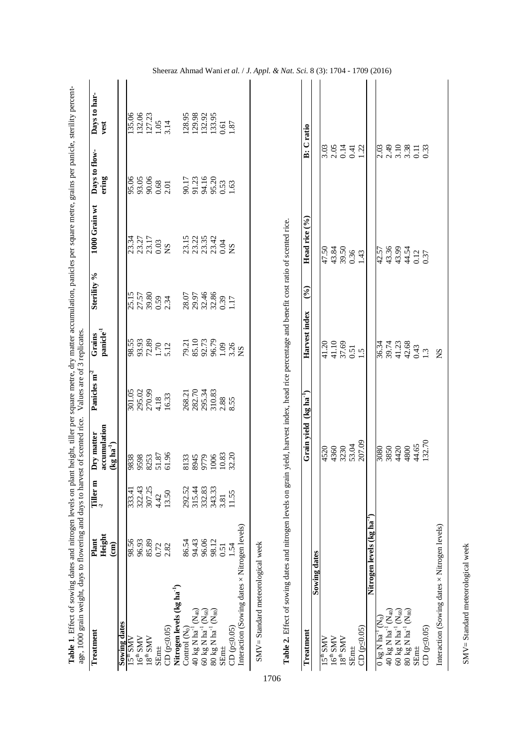**Table 1.** Effect of sowing dates and nitrogen levels on plant height, tiller per square metre, dry matter accumulation, panicles per square metre, grains per panicle, sterility percentage, 1000 grain weight, days to flowering and days to harvest of scented rice. Values are of 3 replicates.

| Treatment | Plant Height (cm) | Tiller m$^{-2}$ | Dry matter accumulation (kg ha$^{-1}$) | Panicles m$^{-2}$ | Grains panicle$^{-1}$ | Sterility % | 1000 Grain wt | Days to flowering | Days to harvest |
|---|---|---|---|---|---|---|---|---|---|
| **Sowing dates** | | | | | | | | | |
| 15$^{th}$ SMV | 98.56 | 333.41 | 9838 | 301.05 | 98.55 | 25.15 | 23.34 | 95.06 | 135.06 |
| 16$^{th}$ SMV | 96.93 | 322.43 | 9598 | 295.02 | 93.93 | 27.57 | 23.27 | 93.05 | 132.06 |
| 18$^{th}$ SMV | 85.89 | 307.25 | 8253 | 270.99 | 72.89 | 39.80 | 23.17 | 90.06 | 127.23 |
| SEm± | 0.72 | 4.42 | 51.87 | 4.18 | 1.70 | 0.59 | 0.03 | 0.68 | 1.05 |
| CD (p≤0.05) | 2.82 | 13.50 | 61.96 | 16.33 | 5.12 | 2.34 | NS | 2.01 | 3.14 |
| **Nitrogen levels (kg ha$^{-1}$)** | | | | | | | | | |
| Control ($N_0$) | 86.54 | 292.52 | 8133 | 268.21 | 79.21 | 28.07 | 23.15 | 90.17 | 128.95 |
| 40 kg N ha$^{-1}$ ($N_{40}$) | 94.43 | 315.44 | 8945 | 282.70 | 85.10 | 29.97 | 23.22 | 91.23 | 129.98 |
| 60 kg N ha$^{-1}$ ($N_{60}$) | 96.06 | 332.83 | 9779 | 295.34 | 92.73 | 32.46 | 23.35 | 94.16 | 132.92 |
| 80 kg N ha$^{-1}$ ($N_{80}$) | 98.12 | 343.33 | 1006 | 310.83 | 96.79 | 32.86 | 23.42 | 95.20 | 133.95 |
| SEm± | 0.51 | 3.81 | 10.83 | 2.88 | 1.09 | 0.39 | 0.04 | 0.53 | 0.61 |
| CD (p≤0.05) | 1.54 | 11.55 | 32.20 | 8.55 | 3.26 | 1.17 | NS | 1.63 | 1.87 |
| Interaction (Sowing dates × Nitrogen levels) | | | | | NS | | | | |

SMV= Standard meteorological week

**Table 2.** Effect of sowing dates and nitrogen levels on grain yield, harvest index, head rice percentage and benefit cost ratio of scented rice.

| Treatment | Grain yield (kg ha$^{-1}$) | Harvest index (%) | Head rice (%) | B: C ratio |
|---|---|---|---|---|
| **Sowing dates** | | | | |
| 15$^{th}$ SMV | 4520 | 41.20 | 47.50 | 3.03 |
| 16$^{th}$ SMV | 4360 | 41.10 | 43.84 | 2.05 |
| 18$^{th}$ SMV | 3230 | 37.69 | 39.50 | 0.14 |
| SEm± | 53.04 | 0.51 | 0.36 | 0.41 |
| CD (p≤0.05) | 207.09 | 1.5 | 1.43 | 1.22 |
| **Nitrogen levels (kg ha$^{-1}$)** | | | | |
| 0 kg N ha$^{-1}$ ($N_0$) | 3080 | 36.34 | 42.57 | 2.03 |
| 40 kg N ha$^{-1}$ ($N_{40}$) | 3850 | 39.74 | 43.36 | 2.49 |
| 60 kg N ha$^{-1}$ ($N_{60}$) | 4420 | 41.23 | 43.99 | 3.10 |
| 80 kg N ha$^{-1}$ ($N_{80}$) | 4800 | 42.68 | 44.54 | 3.38 |
| SEm± | 44.65 | 0.43 | 0.12 | 0.11 |
| CD (p≤0.05) | 132.70 | 1.3 | 0.37 | 0.33 |
| Interaction (Sowing dates × Nitrogen levels) | | NS | | |

SMV= Standard meteorological week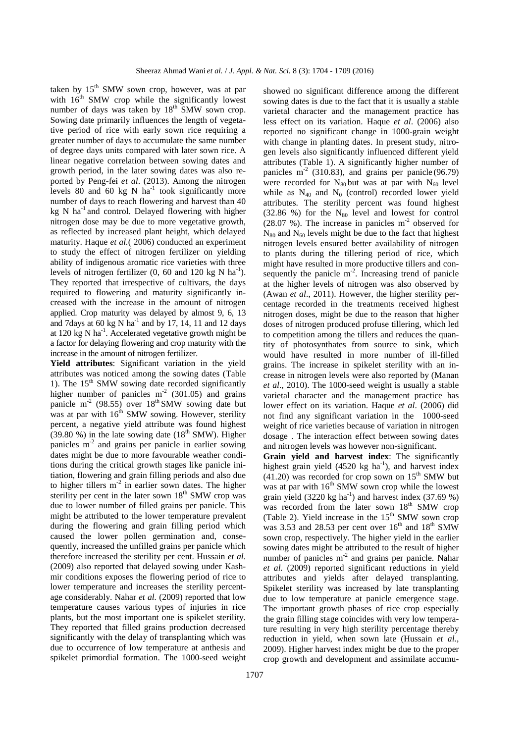taken by $15^{th}$ SMW sown crop, however, was at par with $16^{th}$ SMW crop while the significantly lowest number of days was taken by $18^{th}$ SMW sown crop. Sowing date primarily influences the length of vegetative period of rice with early sown rice requiring a greater number of days to accumulate the same number of degree days units compared with later sown rice. A linear negative correlation between sowing dates and growth period, in the later sowing dates was also reported by Peng-fei *et al*. (2013). Among the nitrogen levels 80 and 60 kg N $ha^{-1}$ took significantly more number of days to reach flowering and harvest than 40 kg N $ha^{-1}$ and control. Delayed flowering with higher nitrogen dose may be due to more vegetative growth, as reflected by increased plant height, which delayed maturity. Haque *et al.*( 2006) conducted an experiment to study the effect of nitrogen fertilizer on yielding ability of indigenous aromatic rice varieties with three levels of nitrogen fertilizer (0, 60 and 120 kg N $ha^{-1}$). They reported that irrespective of cultivars, the days required to flowering and maturity significantly increased with the increase in the amount of nitrogen applied. Crop maturity was delayed by almost 9, 6, 13 and 7days at 60 kg N $ha^{-1}$ and by 17, 14, 11 and 12 days at 120 kg N $ha^{-1}$. Accelerated vegetative growth might be a factor for delaying flowering and crop maturity with the increase in the amount of nitrogen fertilizer.

**Yield attributes**: Significant variation in the yield attributes was noticed among the sowing dates (Table 1). The $15^{th}$ SMW sowing date recorded significantly higher number of panicles $m^{-2}$ (301.05) and grains panicle $m^{-2}$ (98.55) over $18^{th}$ SMW sowing date but was at par with $16^{th}$ SMW sowing. However, sterility percent, a negative yield attribute was found highest (39.80 %) in the late sowing date ($18^{th}$ SMW). Higher panicles $m^{-2}$ and grains per panicle in earlier sowing dates might be due to more favourable weather conditions during the critical growth stages like panicle initiation, flowering and grain filling periods and also due to higher tillers $m^{-2}$ in earlier sown dates. The higher sterility per cent in the later sown $18^{th}$ SMW crop was due to lower number of filled grains per panicle. This might be attributed to the lower temperature prevalent during the flowering and grain filling period which caused the lower pollen germination and, consequently, increased the unfilled grains per panicle which therefore increased the sterility per cent. Hussain *et al*. (2009) also reported that delayed sowing under Kashmir conditions exposes the flowering period of rice to lower temperature and increases the sterility percentage considerably. Nahar *et al.* (2009) reported that low temperature causes various types of injuries in rice plants, but the most important one is spikelet sterility. They reported that filled grains production decreased significantly with the delay of transplanting which was due to occurrence of low temperature at anthesis and spikelet primordial formation. The 1000-seed weight showed no significant difference among the different sowing dates is due to the fact that it is usually a stable varietal character and the management practice has less effect on its variation. Haque *et al*. (2006) also reported no significant change in 1000-grain weight with change in planting dates. In present study, nitrogen levels also significantly influenced different yield attributes (Table 1). A significantly higher number of panicles $m^{-2}$ (310.83), and grains per panicle (96.79) were recorded for $N_{80}$ but was at par with $N_{60}$ level while as $N_{40}$ and $N_0$ (control) recorded lower yield attributes. The sterility percent was found highest (32.86 %) for the $N_{80}$ level and lowest for control (28.07 %). The increase in panicles $m^{-2}$ observed for $N_{80}$ and $N_{60}$ levels might be due to the fact that highest nitrogen levels ensured better availability of nitrogen to plants during the tillering period of rice, which might have resulted in more productive tillers and consequently the panicle $m^{-2}$. Increasing trend of panicle at the higher levels of nitrogen was also observed by (Awan *et al*., 2011). However, the higher sterility percentage recorded in the treatments received highest nitrogen doses, might be due to the reason that higher doses of nitrogen produced profuse tillering, which led to competition among the tillers and reduces the quantity of photosynthates from source to sink, which would have resulted in more number of ill-filled grains. The increase in spikelet sterility with an increase in nitrogen levels were also reported by (Manan *et al*., 2010). The 1000-seed weight is usually a stable varietal character and the management practice has lower effect on its variation. Haque *et al*. (2006) did not find any significant variation in the 1000-seed weight of rice varieties because of variation in nitrogen dosage . The interaction effect between sowing dates and nitrogen levels was however non-significant.

**Grain yield and harvest index**: The significantly highest grain yield (4520 kg $ha^{-1}$), and harvest index (41.20) was recorded for crop sown on $15^{th}$ SMW but was at par with $16^{th}$ SMW sown crop while the lowest grain yield (3220 kg $ha^{-1}$) and harvest index (37.69 %) was recorded from the later sown $18^{th}$ SMW crop (Table 2). Yield increase in the $15^{th}$ SMW sown crop was 3.53 and 28.53 per cent over $16^{th}$ and $18^{th}$ SMW sown crop, respectively. The higher yield in the earlier sowing dates might be attributed to the result of higher number of panicles $m^{-2}$ and grains per panicle. Nahar *et al.* (2009) reported significant reductions in yield attributes and yields after delayed transplanting. Spikelet sterility was increased by late transplanting due to low temperature at panicle emergence stage. The important growth phases of rice crop especially the grain filling stage coincides with very low temperature resulting in very high sterility percentage thereby reduction in yield, when sown late (Hussain *et al.*, 2009). Higher harvest index might be due to the proper crop growth and development and assimilate accumu-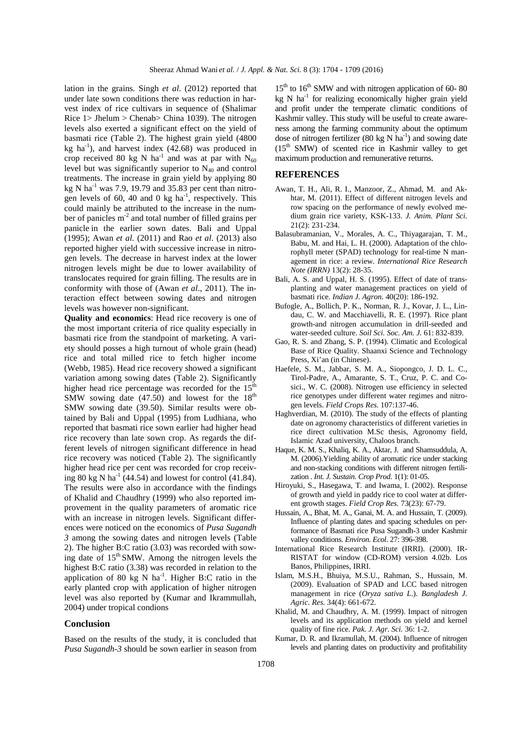lation in the grains. Singh *et al.* (2012) reported that under late sown conditions there was reduction in harvest index of rice cultivars in sequence of (Shalimar Rice 1> Jhelum > Chenab> China 1039). The nitrogen levels also exerted a significant effect on the yield of basmati rice (Table 2). The highest grain yield (4800 kg ha$^{-1}$), and harvest index (42.68) was produced in crop received 80 kg N ha$^{-1}$ and was at par with $N_{60}$ level but was significantly superior to $N_{40}$ and control treatments. The increase in grain yield by applying 80 kg N ha$^{-1}$ was 7.9, 19.79 and 35.83 per cent than nitrogen levels of 60, 40 and 0 kg ha$^{-1}$, respectively. This could mainly be attributed to the increase in the number of panicles m$^{-2}$ and total number of filled grains per panicle in the earlier sown dates. Bali and Uppal (1995); Awan *et al.* (2011) and Rao *et al*. (2013) also reported higher yield with successive increase in nitrogen levels. The decrease in harvest index at the lower nitrogen levels might be due to lower availability of translocates required for grain filling. The results are in conformity with those of (Awan *et al*., 2011). The interaction effect between sowing dates and nitrogen levels was however non-significant.

**Quality and economics**: Head rice recovery is one of the most important criteria of rice quality especially in basmati rice from the standpoint of marketing. A variety should posses a high turnout of whole grain (head) rice and total milled rice to fetch higher income (Webb, 1985). Head rice recovery showed a significant variation among sowing dates (Table 2). Significantly higher head rice percentage was recorded for the 15$^{th}$ SMW sowing date (47.50) and lowest for the 18$^{th}$ SMW sowing date (39.50). Similar results were obtained by Bali and Uppal (1995) from Ludhiana, who reported that basmati rice sown earlier had higher head rice recovery than late sown crop. As regards the different levels of nitrogen significant difference in head rice recovery was noticed (Table 2). The significantly higher head rice per cent was recorded for crop receiving 80 kg N ha$^{-1}$ (44.54) and lowest for control (41.84). The results were also in accordance with the findings of Khalid and Chaudhry (1999) who also reported improvement in the quality parameters of aromatic rice with an increase in nitrogen levels. Significant differences were noticed on the economics of *Pusa Sugandh 3* among the sowing dates and nitrogen levels (Table 2). The higher B:C ratio (3.03) was recorded with sowing date of 15$^{th}$ SMW. Among the nitrogen levels the highest B:C ratio (3.38) was recorded in relation to the application of 80 kg N ha$^{-1}$. Higher B:C ratio in the early planted crop with application of higher nitrogen level was also reported by (Kumar and Ikrammullah, 2004) under tropical condions

## Conclusion

Based on the results of the study, it is concluded that *Pusa Sugandh-3* should be sown earlier in season from 15$^{th}$ to 16$^{th}$ SMW and with nitrogen application of 60- 80 kg N ha$^{-1}$ for realizing economically higher grain yield and profit under the temperate climatic conditions of Kashmir valley. This study will be useful to create awareness among the farming community about the optimum dose of nitrogen fertilizer (80 kg N ha$^{-1}$) and sowing date (15$^{th}$ SMW) of scented rice in Kashmir valley to get maximum production and remunerative returns.

## REFERENCES

Awan, T. H., Ali, R. I., Manzoor, Z., Ahmad, M. and Akhtar, M. (2011). Effect of different nitrogen levels and row spacing on the performance of newly evolved medium grain rice variety, KSK-133. *J. Anim. Plant Sci.* 21(2): 231-234.

Balasubramanian, V., Morales, A. C., Thiyagarajan, T. M., Babu, M. and Hai, L. H. (2000). Adaptation of the chlorophyll meter (SPAD) technology for real-time N management in rice: a review. *International Rice Research Note (IRRN)* 13(2): 28-35.

Bali, A. S. and Uppal, H. S. (1995). Effect of date of transplanting and water management practices on yield of basmati rice. *Indian J. Agron.* 40(20): 186-192.

Bufogle, A., Bollich, P. K., Norman, R. J., Kovar, J. L., Lindau, C. W. and Macchiavelli, R. E. (1997). Rice plant growth-and nitrogen accumulation in drill-seeded and water-seeded culture. *Soil Sci. Soc. Am. J.* 61: 832-839.

Gao, R. S. and Zhang, S. P. (1994). Climatic and Ecological Base of Rice Quality. Shaanxi Science and Technology Press, Xi'an (in Chinese).

Haefele, S. M., Jabbar, S. M. A., Siopongco, J. D. L. C., Tirol-Padre, A., Amarante, S. T., Cruz, P. C. and Cosici., W. C. (2008). Nitrogen use efficiency in selected rice genotypes under different water regimes and nitrogen levels. *Field Crops Res.* 107:137-46.

Haghverdian, M. (2010). The study of the effects of planting date on agronomy characteristics of different varieties in rice direct cultivation M.Sc thesis, Agronomy field, Islamic Azad university, Chaloos branch.

Haque, K. M. S., Khaliq, K. A., Aktar, J. and Shamsuddula, A. M. (2006).Yielding ability of aromatic rice under stacking and non-stacking conditions with different nitrogen fertilization . *Int. J. Sustain. Crop Prod.* 1(1): 01-05.

Hiroyuki, S., Hasegawa, T. and Iwama, I. (2002). Response of growth and yield in paddy rice to cool water at different growth stages. *Field Crop Res.* 73(23): 67-79.

Hussain, A., Bhat, M. A., Ganai, M. A. and Hussain, T. (2009). Influence of planting dates and spacing schedules on performance of Basmati rice Pusa Sugandh-3 under Kashmir valley conditions. *Environ. Ecol.* 27: 396-398.

International Rice Research Institute (IRRI). (2000). IRRISTAT for window (CD-ROM) version 4.02b. Los Banos, Philippines, IRRI.

Islam, M.S.H., Bhuiya, M.S.U., Rahman, S., Hussain, M. (2009). Evaluation of SPAD and LCC based nitrogen management in rice (*Oryza sativa L*.). *Bangladesh J. Agric. Res.* 34(4): 661-672.

Khalid, M. and Chaudhry, A. M. (1999). Impact of nitrogen levels and its application methods on yield and kernel quality of fine rice. *Pak. J. Agr. Sci.* 36: 1-2.

Kumar, D. R. and Ikramullah, M. (2004). Influence of nitrogen levels and planting dates on productivity and profitability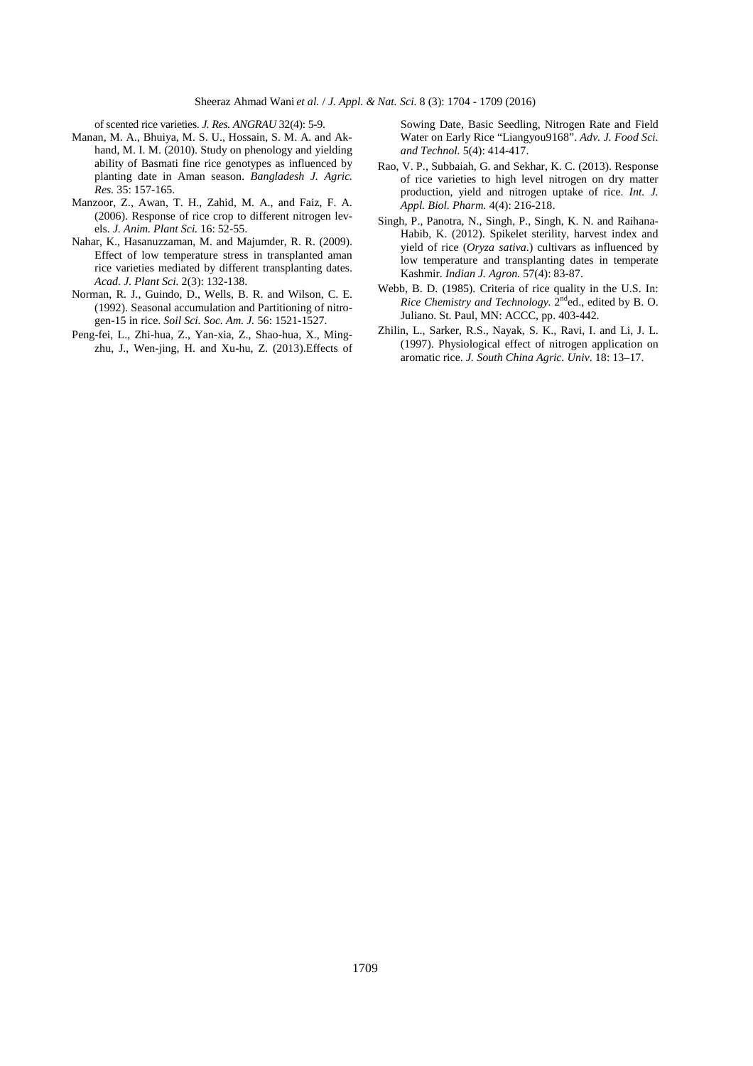of scented rice varieties. *J. Res. ANGRAU* 32(4): 5-9.

Manan, M. A., Bhuiya, M. S. U., Hossain, S. M. A. and Akhand, M. I. M. (2010). Study on phenology and yielding ability of Basmati fine rice genotypes as influenced by planting date in Aman season. *Bangladesh J. Agric. Res.* 35: 157-165.

Manzoor, Z., Awan, T. H., Zahid, M. A., and Faiz, F. A. (2006). Response of rice crop to different nitrogen levels. *J. Anim. Plant Sci.* 16: 52-55.

Nahar, K., Hasanuzzaman, M. and Majumder, R. R. (2009). Effect of low temperature stress in transplanted aman rice varieties mediated by different transplanting dates. *Acad. J. Plant Sci.* 2(3): 132-138.

Norman, R. J., Guindo, D., Wells, B. R. and Wilson, C. E. (1992). Seasonal accumulation and Partitioning of nitrogen-15 in rice. *Soil Sci. Soc. Am. J.* 56: 1521-1527.

Peng-fei, L., Zhi-hua, Z., Yan-xia, Z., Shao-hua, X., Ming-zhu, J., Wen-jing, H. and Xu-hu, Z. (2013).Effects of Sowing Date, Basic Seedling, Nitrogen Rate and Field Water on Early Rice "Liangyou9168". *Adv. J. Food Sci. and Technol.* 5(4): 414-417.

Rao, V. P., Subbaiah, G. and Sekhar, K. C. (2013). Response of rice varieties to high level nitrogen on dry matter production, yield and nitrogen uptake of rice. *Int. J. Appl. Biol. Pharm.* 4(4): 216-218.

Singh, P., Panotra, N., Singh, P., Singh, K. N. and Raihana-Habib, K. (2012). Spikelet sterility, harvest index and yield of rice (*Oryza sativa*.) cultivars as influenced by low temperature and transplanting dates in temperate Kashmir. *Indian J. Agron.* 57(4): 83-87.

Webb, B. D. (1985). Criteria of rice quality in the U.S. In: *Rice Chemistry and Technology.* 2$^{nd}$ed., edited by B. O. Juliano. St. Paul, MN: ACCC, pp. 403-442.

Zhilin, L., Sarker, R.S., Nayak, S. K., Ravi, I. and Li, J. L. (1997). Physiological effect of nitrogen application on aromatic rice. *J. South China Agric. Univ*. 18: 13–17.